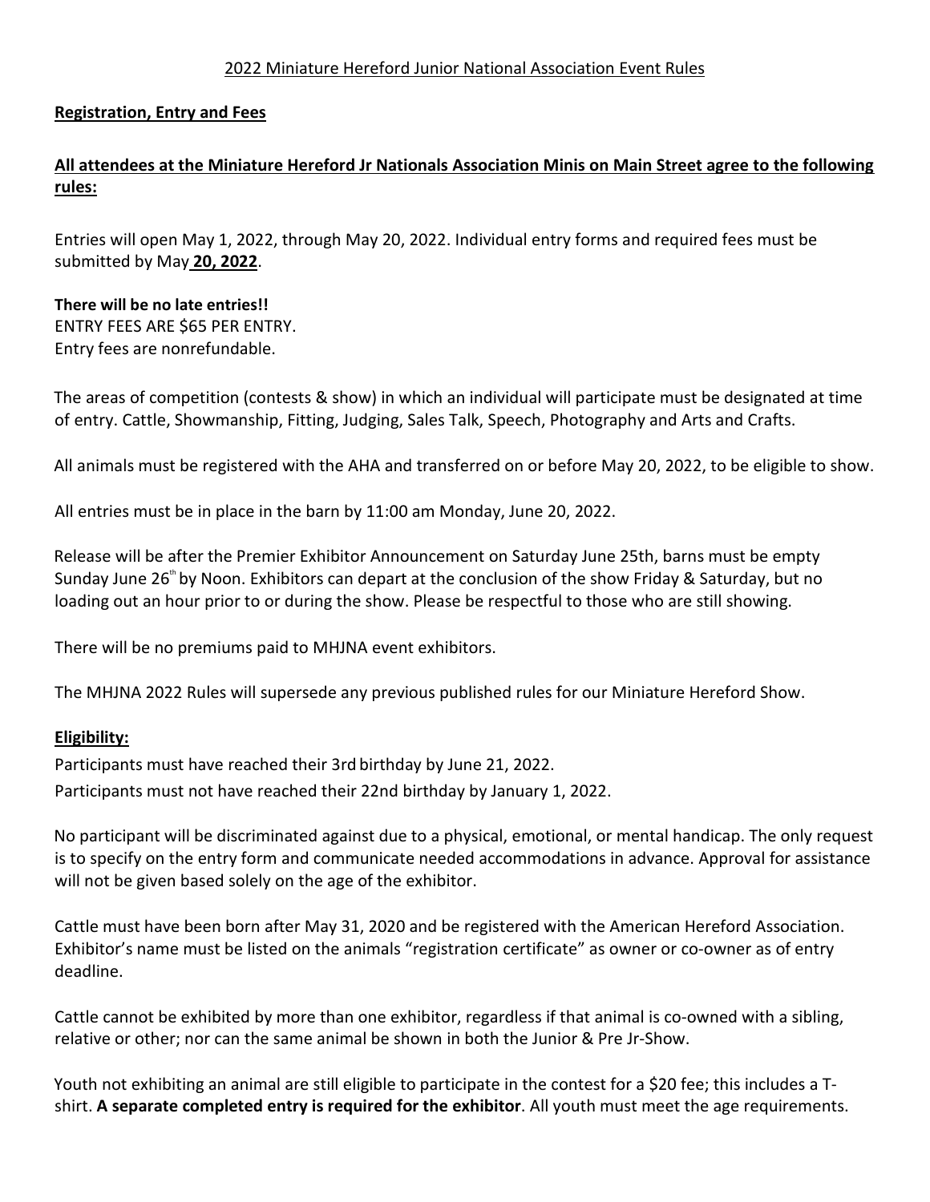2022 Miniature Hereford Junior National Association Event Rules

## Registration, Entry and Fees

**All attendees at the Miniature Hereford Jr Nationals Association Minis on Main Street agree to the following rules:**

Entries will open May 1, 2022, through May 20, 2022. Individual entry forms and required fees must be submitted by May **20, 2022**.

**There will be no late entries!!**
ENTRY FEES ARE $65 PER ENTRY.
Entry fees are nonrefundable.

The areas of competition (contests & show) in which an individual will participate must be designated at time of entry. Cattle, Showmanship, Fitting, Judging, Sales Talk, Speech, Photography and Arts and Crafts.

All animals must be registered with the AHA and transferred on or before May 20, 2022, to be eligible to show.

All entries must be in place in the barn by 11:00 am Monday, June 20, 2022.

Release will be after the Premier Exhibitor Announcement on Saturday June 25th, barns must be empty Sunday June 26th by Noon. Exhibitors can depart at the conclusion of the show Friday & Saturday, but no loading out an hour prior to or during the show. Please be respectful to those who are still showing.

There will be no premiums paid to MHJNA event exhibitors.

The MHJNA 2022 Rules will supersede any previous published rules for our Miniature Hereford Show.

## Eligibility:

Participants must have reached their 3rd birthday by June 21, 2022.
Participants must not have reached their 22nd birthday by January 1, 2022.

No participant will be discriminated against due to a physical, emotional, or mental handicap. The only request is to specify on the entry form and communicate needed accommodations in advance. Approval for assistance will not be given based solely on the age of the exhibitor.

Cattle must have been born after May 31, 2020 and be registered with the American Hereford Association. Exhibitor's name must be listed on the animals "registration certificate" as owner or co-owner as of entry deadline.

Cattle cannot be exhibited by more than one exhibitor, regardless if that animal is co-owned with a sibling, relative or other; nor can the same animal be shown in both the Junior & Pre Jr-Show.

Youth not exhibiting an animal are still eligible to participate in the contest for a $20 fee; this includes a T-shirt. **A separate completed entry is required for the exhibitor**. All youth must meet the age requirements.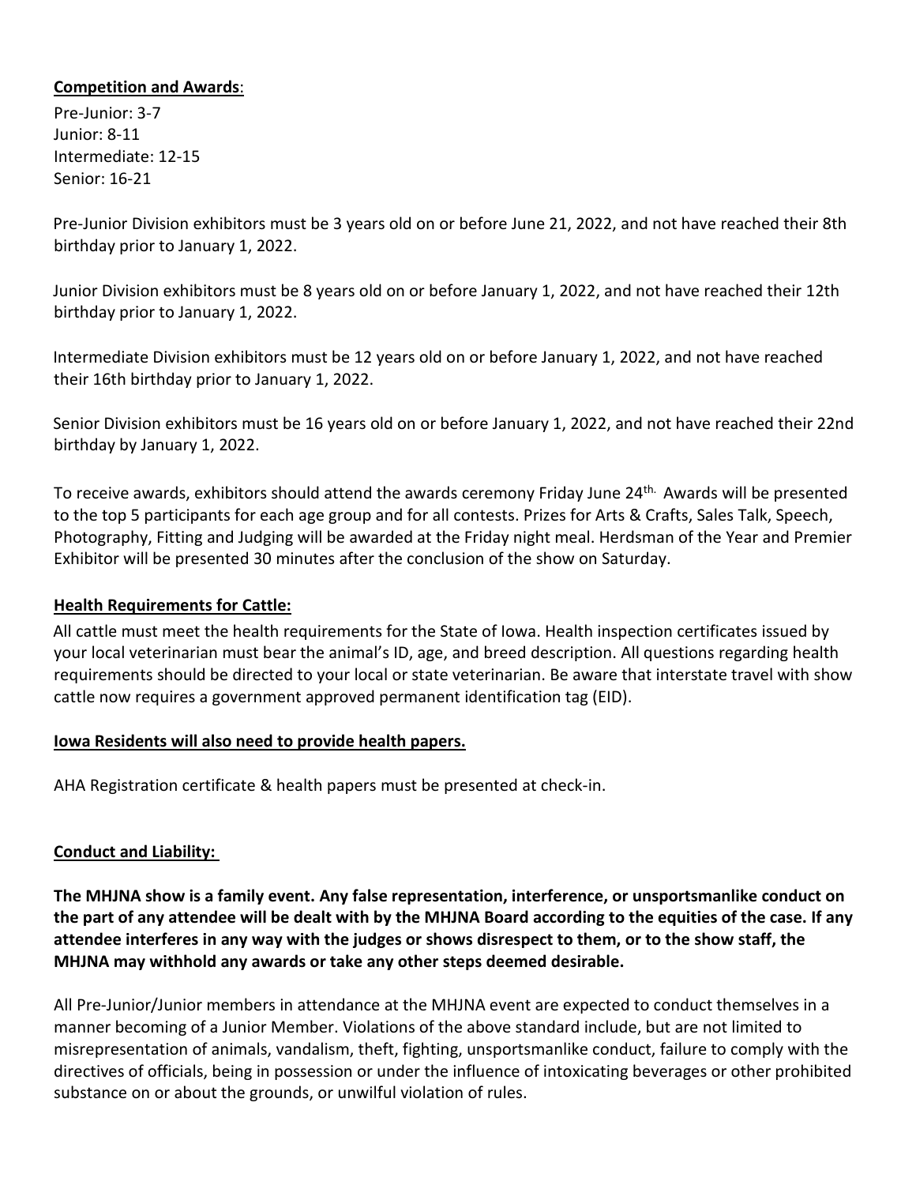**Competition and Awards**:

Pre-Junior: 3-7
Junior: 8-11
Intermediate: 12-15
Senior: 16-21

Pre-Junior Division exhibitors must be 3 years old on or before June 21, 2022, and not have reached their 8th birthday prior to January 1, 2022.

Junior Division exhibitors must be 8 years old on or before January 1, 2022, and not have reached their 12th birthday prior to January 1, 2022.

Intermediate Division exhibitors must be 12 years old on or before January 1, 2022, and not have reached their 16th birthday prior to January 1, 2022.

Senior Division exhibitors must be 16 years old on or before January 1, 2022, and not have reached their 22nd birthday by January 1, 2022.

To receive awards, exhibitors should attend the awards ceremony Friday June 24th. Awards will be presented to the top 5 participants for each age group and for all contests. Prizes for Arts & Crafts, Sales Talk, Speech, Photography, Fitting and Judging will be awarded at the Friday night meal. Herdsman of the Year and Premier Exhibitor will be presented 30 minutes after the conclusion of the show on Saturday.

**Health Requirements for Cattle:**

All cattle must meet the health requirements for the State of Iowa. Health inspection certificates issued by your local veterinarian must bear the animal's ID, age, and breed description. All questions regarding health requirements should be directed to your local or state veterinarian. Be aware that interstate travel with show cattle now requires a government approved permanent identification tag (EID).

**Iowa Residents will also need to provide health papers.**

AHA Registration certificate & health papers must be presented at check-in.

**Conduct and Liability:**

**The MHJNA show is a family event. Any false representation, interference, or unsportsmanlike conduct on the part of any attendee will be dealt with by the MHJNA Board according to the equities of the case. If any attendee interferes in any way with the judges or shows disrespect to them, or to the show staff, the MHJNA may withhold any awards or take any other steps deemed desirable.**

All Pre-Junior/Junior members in attendance at the MHJNA event are expected to conduct themselves in a manner becoming of a Junior Member. Violations of the above standard include, but are not limited to misrepresentation of animals, vandalism, theft, fighting, unsportsmanlike conduct, failure to comply with the directives of officials, being in possession or under the influence of intoxicating beverages or other prohibited substance on or about the grounds, or unwilful violation of rules.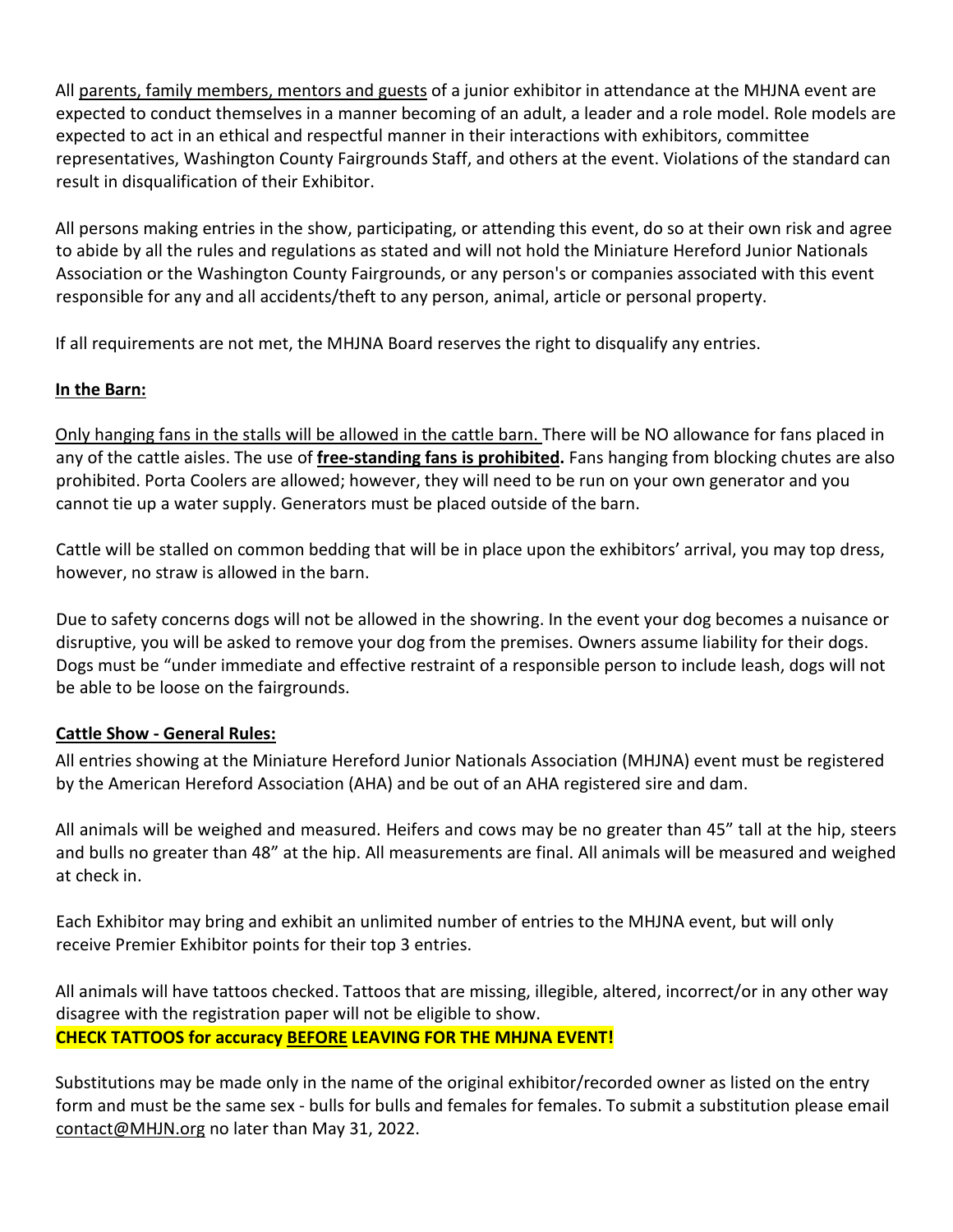All parents, family members, mentors and guests of a junior exhibitor in attendance at the MHJNA event are expected to conduct themselves in a manner becoming of an adult, a leader and a role model. Role models are expected to act in an ethical and respectful manner in their interactions with exhibitors, committee representatives, Washington County Fairgrounds Staff, and others at the event. Violations of the standard can result in disqualification of their Exhibitor.

All persons making entries in the show, participating, or attending this event, do so at their own risk and agree to abide by all the rules and regulations as stated and will not hold the Miniature Hereford Junior Nationals Association or the Washington County Fairgrounds, or any person's or companies associated with this event responsible for any and all accidents/theft to any person, animal, article or personal property.

If all requirements are not met, the MHJNA Board reserves the right to disqualify any entries.

**In the Barn:**

Only hanging fans in the stalls will be allowed in the cattle barn. There will be NO allowance for fans placed in any of the cattle aisles. The use of **free-standing fans is prohibited.** Fans hanging from blocking chutes are also prohibited. Porta Coolers are allowed; however, they will need to be run on your own generator and you cannot tie up a water supply. Generators must be placed outside of the barn.

Cattle will be stalled on common bedding that will be in place upon the exhibitors' arrival, you may top dress, however, no straw is allowed in the barn.

Due to safety concerns dogs will not be allowed in the showring. In the event your dog becomes a nuisance or disruptive, you will be asked to remove your dog from the premises. Owners assume liability for their dogs. Dogs must be "under immediate and effective restraint of a responsible person to include leash, dogs will not be able to be loose on the fairgrounds.

**Cattle Show - General Rules:**

All entries showing at the Miniature Hereford Junior Nationals Association (MHJNA) event must be registered by the American Hereford Association (AHA) and be out of an AHA registered sire and dam.

All animals will be weighed and measured. Heifers and cows may be no greater than 45" tall at the hip, steers and bulls no greater than 48" at the hip. All measurements are final. All animals will be measured and weighed at check in.

Each Exhibitor may bring and exhibit an unlimited number of entries to the MHJNA event, but will only receive Premier Exhibitor points for their top 3 entries.

All animals will have tattoos checked. Tattoos that are missing, illegible, altered, incorrect/or in any other way disagree with the registration paper will not be eligible to show.

**CHECK TATTOOS for accuracy BEFORE LEAVING FOR THE MHJNA EVENT!**

Substitutions may be made only in the name of the original exhibitor/recorded owner as listed on the entry form and must be the same sex - bulls for bulls and females for females. To submit a substitution please email contact@MHJN.org no later than May 31, 2022.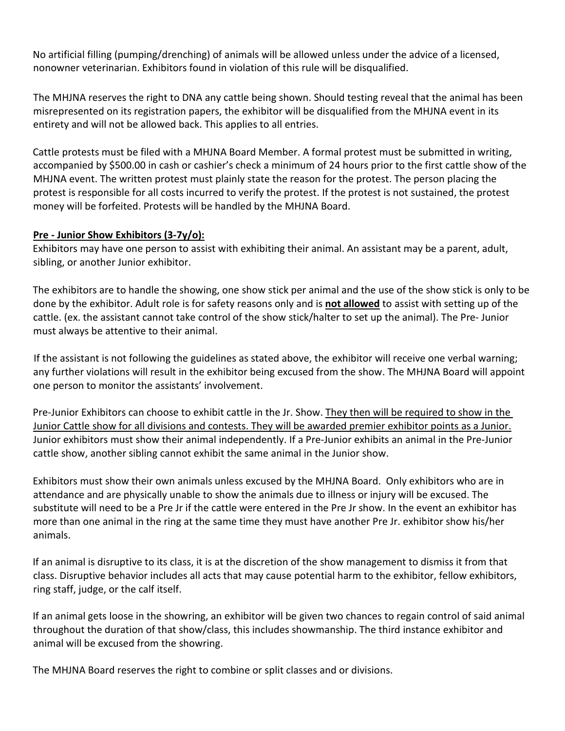No artificial filling (pumping/drenching) of animals will be allowed unless under the advice of a licensed, nonowner veterinarian. Exhibitors found in violation of this rule will be disqualified.

The MHJNA reserves the right to DNA any cattle being shown. Should testing reveal that the animal has been misrepresented on its registration papers, the exhibitor will be disqualified from the MHJNA event in its entirety and will not be allowed back. This applies to all entries.

Cattle protests must be filed with a MHJNA Board Member. A formal protest must be submitted in writing, accompanied by $500.00 in cash or cashier's check a minimum of 24 hours prior to the first cattle show of the MHJNA event. The written protest must plainly state the reason for the protest. The person placing the protest is responsible for all costs incurred to verify the protest. If the protest is not sustained, the protest money will be forfeited. Protests will be handled by the MHJNA Board.

**<u>Pre - Junior Show Exhibitors (3-7y/o):</u>**

Exhibitors may have one person to assist with exhibiting their animal. An assistant may be a parent, adult, sibling, or another Junior exhibitor.

The exhibitors are to handle the showing, one show stick per animal and the use of the show stick is only to be done by the exhibitor. Adult role is for safety reasons only and is **<u>not allowed</u>** to assist with setting up of the cattle. (ex. the assistant cannot take control of the show stick/halter to set up the animal). The Pre- Junior must always be attentive to their animal.

If the assistant is not following the guidelines as stated above, the exhibitor will receive one verbal warning; any further violations will result in the exhibitor being excused from the show. The MHJNA Board will appoint one person to monitor the assistants' involvement.

Pre-Junior Exhibitors can choose to exhibit cattle in the Jr. Show. <u>They then will be required to show in the Junior Cattle show for all divisions and contests. They will be awarded premier exhibitor points as a Junior.</u> Junior exhibitors must show their animal independently. If a Pre-Junior exhibits an animal in the Pre-Junior cattle show, another sibling cannot exhibit the same animal in the Junior show.

Exhibitors must show their own animals unless excused by the MHJNA Board. Only exhibitors who are in attendance and are physically unable to show the animals due to illness or injury will be excused. The substitute will need to be a Pre Jr if the cattle were entered in the Pre Jr show. In the event an exhibitor has more than one animal in the ring at the same time they must have another Pre Jr. exhibitor show his/her animals.

If an animal is disruptive to its class, it is at the discretion of the show management to dismiss it from that class. Disruptive behavior includes all acts that may cause potential harm to the exhibitor, fellow exhibitors, ring staff, judge, or the calf itself.

If an animal gets loose in the showring, an exhibitor will be given two chances to regain control of said animal throughout the duration of that show/class, this includes showmanship. The third instance exhibitor and animal will be excused from the showring.

The MHJNA Board reserves the right to combine or split classes and or divisions.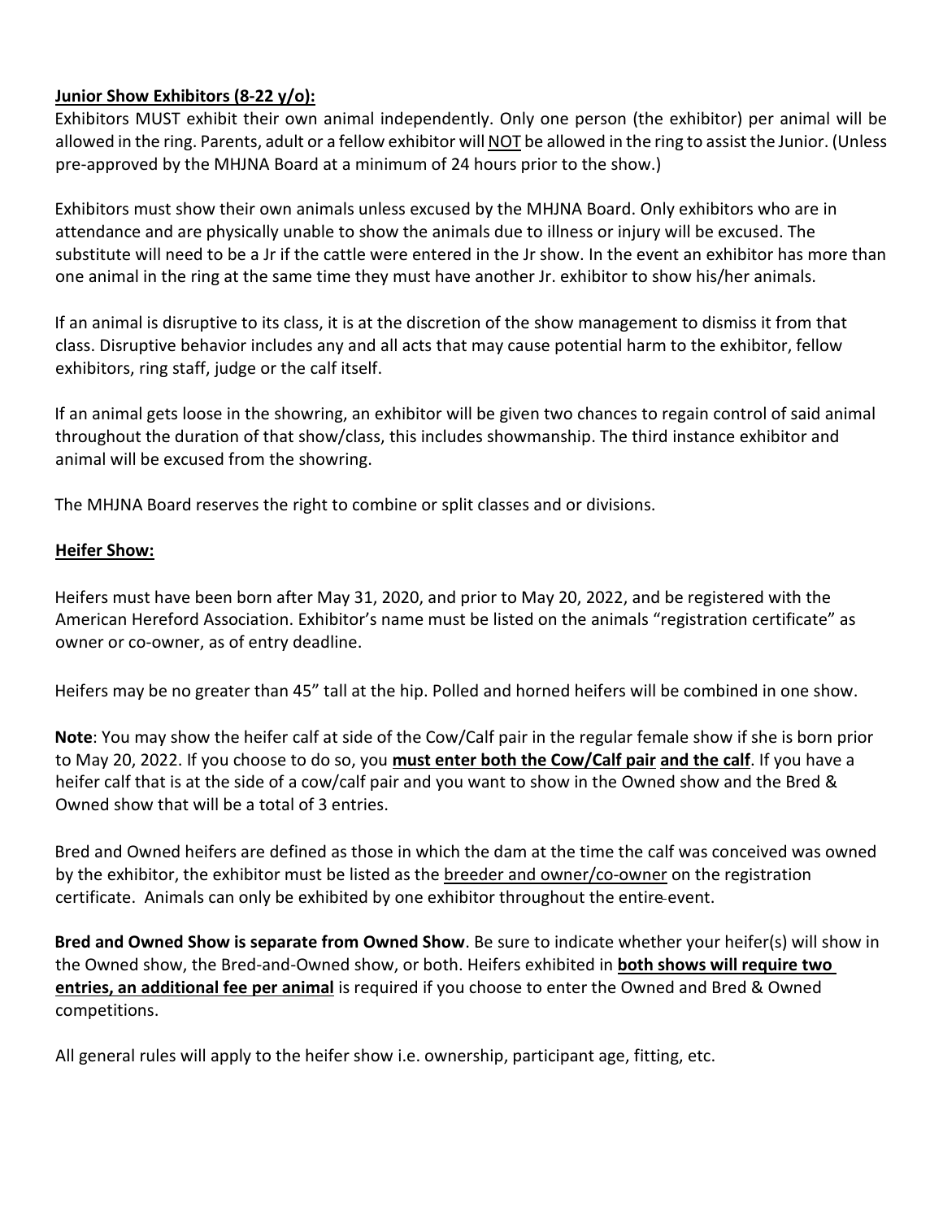**Junior Show Exhibitors (8-22 y/o):**

Exhibitors MUST exhibit their own animal independently. Only one person (the exhibitor) per animal will be allowed in the ring. Parents, adult or a fellow exhibitor will NOT be allowed in the ring to assist the Junior. (Unless pre-approved by the MHJNA Board at a minimum of 24 hours prior to the show.)

Exhibitors must show their own animals unless excused by the MHJNA Board. Only exhibitors who are in attendance and are physically unable to show the animals due to illness or injury will be excused. The substitute will need to be a Jr if the cattle were entered in the Jr show. In the event an exhibitor has more than one animal in the ring at the same time they must have another Jr. exhibitor to show his/her animals.

If an animal is disruptive to its class, it is at the discretion of the show management to dismiss it from that class. Disruptive behavior includes any and all acts that may cause potential harm to the exhibitor, fellow exhibitors, ring staff, judge or the calf itself.

If an animal gets loose in the showring, an exhibitor will be given two chances to regain control of said animal throughout the duration of that show/class, this includes showmanship. The third instance exhibitor and animal will be excused from the showring.

The MHJNA Board reserves the right to combine or split classes and or divisions.

**Heifer Show:**

Heifers must have been born after May 31, 2020, and prior to May 20, 2022, and be registered with the American Hereford Association. Exhibitor's name must be listed on the animals "registration certificate" as owner or co-owner, as of entry deadline.

Heifers may be no greater than 45" tall at the hip. Polled and horned heifers will be combined in one show.

**Note**: You may show the heifer calf at side of the Cow/Calf pair in the regular female show if she is born prior to May 20, 2022. If you choose to do so, you **must enter both the Cow/Calf pair and the calf**. If you have a heifer calf that is at the side of a cow/calf pair and you want to show in the Owned show and the Bred & Owned show that will be a total of 3 entries.

Bred and Owned heifers are defined as those in which the dam at the time the calf was conceived was owned by the exhibitor, the exhibitor must be listed as the breeder and owner/co-owner on the registration certificate. Animals can only be exhibited by one exhibitor throughout the entire event.

**Bred and Owned Show is separate from Owned Show**. Be sure to indicate whether your heifer(s) will show in the Owned show, the Bred-and-Owned show, or both. Heifers exhibited in **both shows will require two entries, an additional fee per animal** is required if you choose to enter the Owned and Bred & Owned competitions.

All general rules will apply to the heifer show i.e. ownership, participant age, fitting, etc.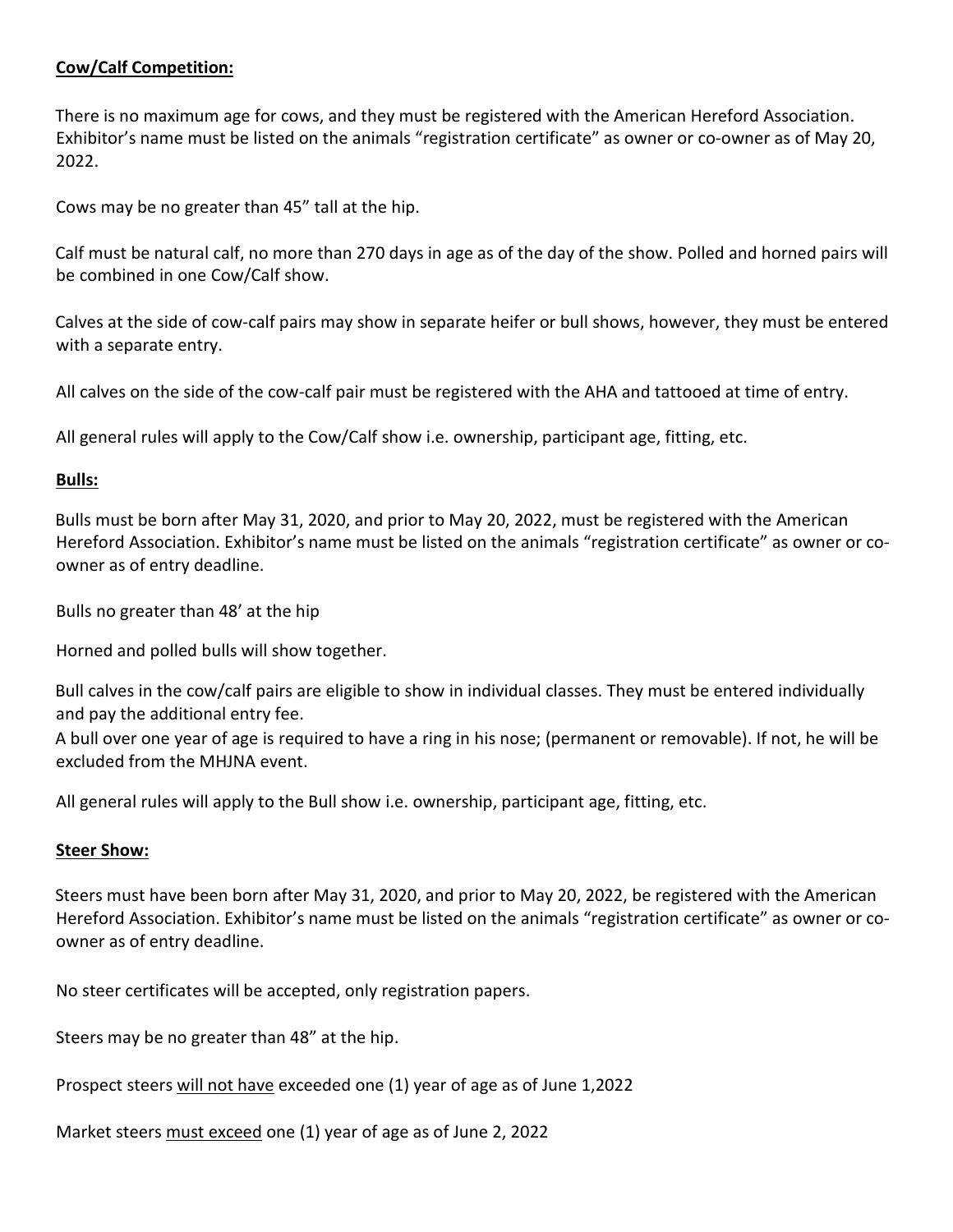**Cow/Calf Competition:**

There is no maximum age for cows, and they must be registered with the American Hereford Association. Exhibitor's name must be listed on the animals "registration certificate" as owner or co-owner as of May 20, 2022.

Cows may be no greater than 45" tall at the hip.

Calf must be natural calf, no more than 270 days in age as of the day of the show. Polled and horned pairs will be combined in one Cow/Calf show.

Calves at the side of cow-calf pairs may show in separate heifer or bull shows, however, they must be entered with a separate entry.

All calves on the side of the cow-calf pair must be registered with the AHA and tattooed at time of entry.

All general rules will apply to the Cow/Calf show i.e. ownership, participant age, fitting, etc.

**Bulls:**

Bulls must be born after May 31, 2020, and prior to May 20, 2022, must be registered with the American Hereford Association. Exhibitor's name must be listed on the animals "registration certificate" as owner or co-owner as of entry deadline.

Bulls no greater than 48' at the hip

Horned and polled bulls will show together.

Bull calves in the cow/calf pairs are eligible to show in individual classes. They must be entered individually and pay the additional entry fee.
A bull over one year of age is required to have a ring in his nose; (permanent or removable). If not, he will be excluded from the MHJNA event.

All general rules will apply to the Bull show i.e. ownership, participant age, fitting, etc.

**Steer Show:**

Steers must have been born after May 31, 2020, and prior to May 20, 2022, be registered with the American Hereford Association. Exhibitor's name must be listed on the animals "registration certificate" as owner or co-owner as of entry deadline.

No steer certificates will be accepted, only registration papers.

Steers may be no greater than 48" at the hip.

Prospect steers <u>will not have</u> exceeded one (1) year of age as of June 1,2022

Market steers <u>must exceed</u> one (1) year of age as of June 2, 2022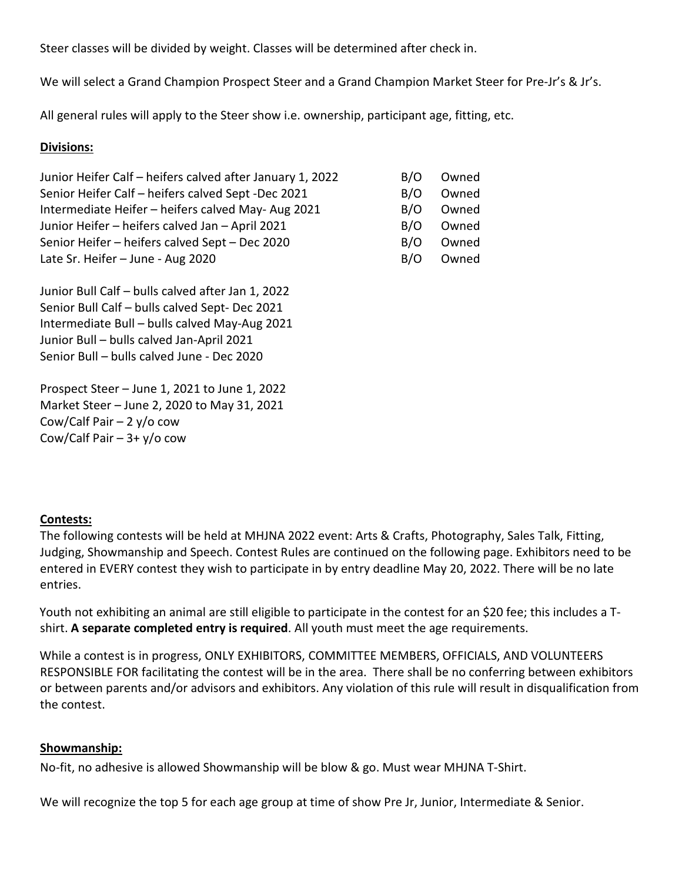Steer classes will be divided by weight. Classes will be determined after check in.

We will select a Grand Champion Prospect Steer and a Grand Champion Market Steer for Pre-Jr's & Jr's.

All general rules will apply to the Steer show i.e. ownership, participant age, fitting, etc.

**Divisions:**

| | | |
|---|---|---|
| Junior Heifer Calf – heifers calved after January 1, 2022 | B/O | Owned |
| Senior Heifer Calf – heifers calved Sept -Dec 2021 | B/O | Owned |
| Intermediate Heifer – heifers calved May- Aug 2021 | B/O | Owned |
| Junior Heifer – heifers calved Jan – April 2021 | B/O | Owned |
| Senior Heifer – heifers calved Sept – Dec 2020 | B/O | Owned |
| Late Sr. Heifer – June - Aug 2020 | B/O | Owned |

Junior Bull Calf – bulls calved after Jan 1, 2022
Senior Bull Calf – bulls calved Sept- Dec 2021
Intermediate Bull – bulls calved May-Aug 2021
Junior Bull – bulls calved Jan-April 2021
Senior Bull – bulls calved June - Dec 2020

Prospect Steer – June 1, 2021 to June 1, 2022
Market Steer – June 2, 2020 to May 31, 2021
Cow/Calf Pair – 2 y/o cow
Cow/Calf Pair – 3+ y/o cow

**Contests:**
The following contests will be held at MHJNA 2022 event: Arts & Crafts, Photography, Sales Talk, Fitting, Judging, Showmanship and Speech. Contest Rules are continued on the following page. Exhibitors need to be entered in EVERY contest they wish to participate in by entry deadline May 20, 2022. There will be no late entries.

Youth not exhibiting an animal are still eligible to participate in the contest for an $20 fee; this includes a T-shirt. **A separate completed entry is required**. All youth must meet the age requirements.

While a contest is in progress, ONLY EXHIBITORS, COMMITTEE MEMBERS, OFFICIALS, AND VOLUNTEERS RESPONSIBLE FOR facilitating the contest will be in the area. There shall be no conferring between exhibitors or between parents and/or advisors and exhibitors. Any violation of this rule will result in disqualification from the contest.

**Showmanship:**
No-fit, no adhesive is allowed Showmanship will be blow & go. Must wear MHJNA T-Shirt.

We will recognize the top 5 for each age group at time of show Pre Jr, Junior, Intermediate & Senior.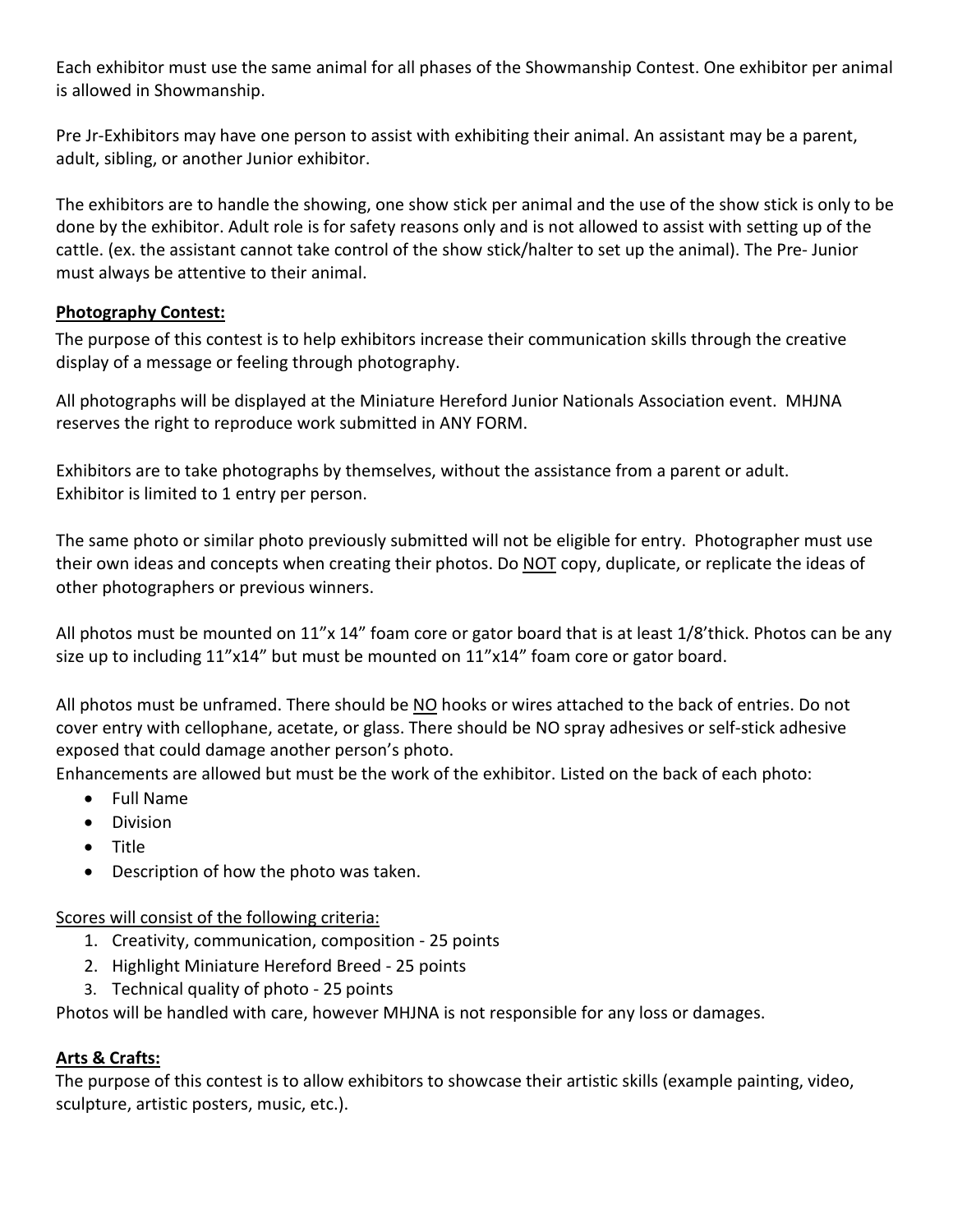Each exhibitor must use the same animal for all phases of the Showmanship Contest. One exhibitor per animal is allowed in Showmanship.

Pre Jr-Exhibitors may have one person to assist with exhibiting their animal. An assistant may be a parent, adult, sibling, or another Junior exhibitor.

The exhibitors are to handle the showing, one show stick per animal and the use of the show stick is only to be done by the exhibitor. Adult role is for safety reasons only and is not allowed to assist with setting up of the cattle. (ex. the assistant cannot take control of the show stick/halter to set up the animal). The Pre- Junior must always be attentive to their animal.

**Photography Contest:**

The purpose of this contest is to help exhibitors increase their communication skills through the creative display of a message or feeling through photography.

All photographs will be displayed at the Miniature Hereford Junior Nationals Association event. MHJNA reserves the right to reproduce work submitted in ANY FORM.

Exhibitors are to take photographs by themselves, without the assistance from a parent or adult.
Exhibitor is limited to 1 entry per person.

The same photo or similar photo previously submitted will not be eligible for entry. Photographer must use their own ideas and concepts when creating their photos. Do NOT copy, duplicate, or replicate the ideas of other photographers or previous winners.

All photos must be mounted on 11"x 14" foam core or gator board that is at least 1/8'thick. Photos can be any size up to including 11"x14" but must be mounted on 11"x14" foam core or gator board.

All photos must be unframed. There should be NO hooks or wires attached to the back of entries. Do not cover entry with cellophane, acetate, or glass. There should be NO spray adhesives or self-stick adhesive exposed that could damage another person's photo.
Enhancements are allowed but must be the work of the exhibitor. Listed on the back of each photo:

- Full Name
- Division
- Title
- Description of how the photo was taken.

Scores will consist of the following criteria:

1. Creativity, communication, composition - 25 points
2. Highlight Miniature Hereford Breed - 25 points
3. Technical quality of photo - 25 points

Photos will be handled with care, however MHJNA is not responsible for any loss or damages.

**Arts & Crafts:**

The purpose of this contest is to allow exhibitors to showcase their artistic skills (example painting, video, sculpture, artistic posters, music, etc.).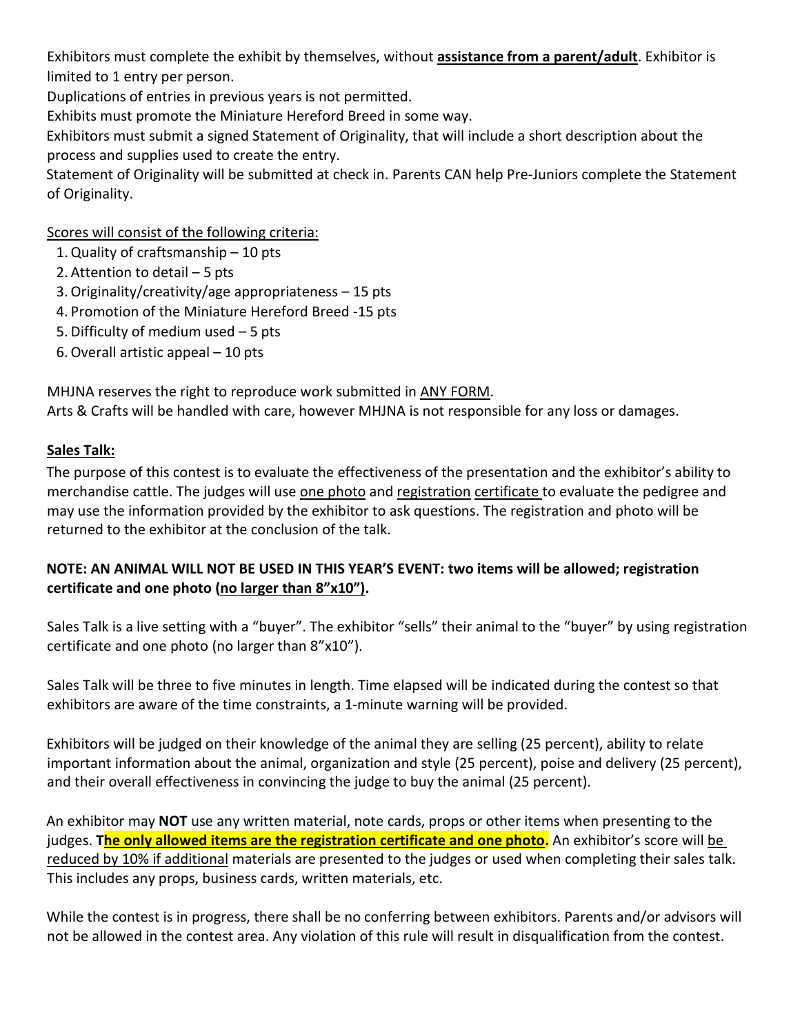Exhibitors must complete the exhibit by themselves, without **assistance from a parent/adult**. Exhibitor is limited to 1 entry per person.

Duplications of entries in previous years is not permitted.

Exhibits must promote the Miniature Hereford Breed in some way.

Exhibitors must submit a signed Statement of Originality, that will include a short description about the process and supplies used to create the entry.

Statement of Originality will be submitted at check in. Parents CAN help Pre-Juniors complete the Statement of Originality.

Scores will consist of the following criteria:

1. Quality of craftsmanship – 10 pts
2. Attention to detail – 5 pts
3. Originality/creativity/age appropriateness – 15 pts
4. Promotion of the Miniature Hereford Breed -15 pts
5. Difficulty of medium used – 5 pts
6. Overall artistic appeal – 10 pts

MHJNA reserves the right to reproduce work submitted in ANY FORM.

Arts & Crafts will be handled with care, however MHJNA is not responsible for any loss or damages.

**Sales Talk:**

The purpose of this contest is to evaluate the effectiveness of the presentation and the exhibitor's ability to merchandise cattle. The judges will use one photo and registration certificate to evaluate the pedigree and may use the information provided by the exhibitor to ask questions. The registration and photo will be returned to the exhibitor at the conclusion of the talk.

**NOTE: AN ANIMAL WILL NOT BE USED IN THIS YEAR'S EVENT: two items will be allowed; registration certificate and one photo (no larger than 8"x10").**

Sales Talk is a live setting with a "buyer". The exhibitor "sells" their animal to the "buyer" by using registration certificate and one photo (no larger than 8"x10").

Sales Talk will be three to five minutes in length. Time elapsed will be indicated during the contest so that exhibitors are aware of the time constraints, a 1-minute warning will be provided.

Exhibitors will be judged on their knowledge of the animal they are selling (25 percent), ability to relate important information about the animal, organization and style (25 percent), poise and delivery (25 percent), and their overall effectiveness in convincing the judge to buy the animal (25 percent).

An exhibitor may **NOT** use any written material, note cards, props or other items when presenting to the judges. **The only allowed items are the registration certificate and one photo.** An exhibitor's score will be reduced by 10% if additional materials are presented to the judges or used when completing their sales talk. This includes any props, business cards, written materials, etc.

While the contest is in progress, there shall be no conferring between exhibitors. Parents and/or advisors will not be allowed in the contest area. Any violation of this rule will result in disqualification from the contest.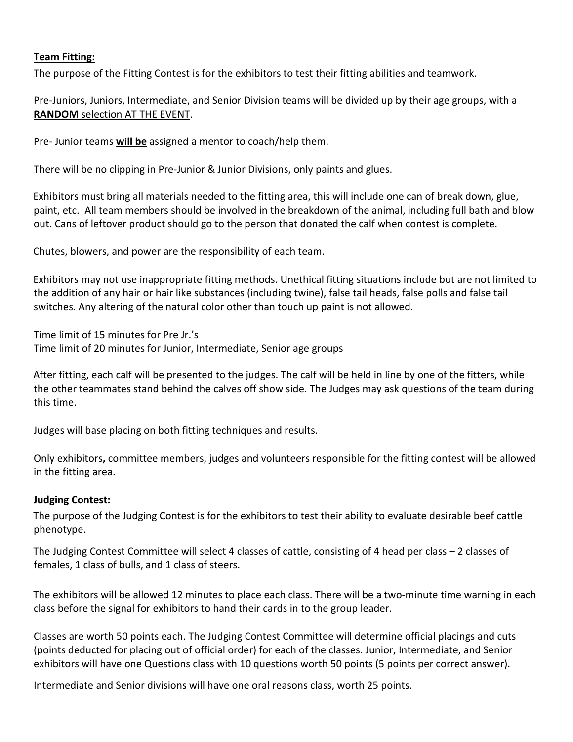**Team Fitting:**

The purpose of the Fitting Contest is for the exhibitors to test their fitting abilities and teamwork.

Pre-Juniors, Juniors, Intermediate, and Senior Division teams will be divided up by their age groups, with a **RANDOM** selection AT THE EVENT.

Pre- Junior teams **will be** assigned a mentor to coach/help them.

There will be no clipping in Pre-Junior & Junior Divisions, only paints and glues.

Exhibitors must bring all materials needed to the fitting area, this will include one can of break down, glue, paint, etc. All team members should be involved in the breakdown of the animal, including full bath and blow out. Cans of leftover product should go to the person that donated the calf when contest is complete.

Chutes, blowers, and power are the responsibility of each team.

Exhibitors may not use inappropriate fitting methods. Unethical fitting situations include but are not limited to the addition of any hair or hair like substances (including twine), false tail heads, false polls and false tail switches. Any altering of the natural color other than touch up paint is not allowed.

Time limit of 15 minutes for Pre Jr.'s
Time limit of 20 minutes for Junior, Intermediate, Senior age groups

After fitting, each calf will be presented to the judges. The calf will be held in line by one of the fitters, while the other teammates stand behind the calves off show side. The Judges may ask questions of the team during this time.

Judges will base placing on both fitting techniques and results.

Only exhibitors**,** committee members, judges and volunteers responsible for the fitting contest will be allowed in the fitting area.

**Judging Contest:**

The purpose of the Judging Contest is for the exhibitors to test their ability to evaluate desirable beef cattle phenotype.

The Judging Contest Committee will select 4 classes of cattle, consisting of 4 head per class – 2 classes of females, 1 class of bulls, and 1 class of steers.

The exhibitors will be allowed 12 minutes to place each class. There will be a two-minute time warning in each class before the signal for exhibitors to hand their cards in to the group leader.

Classes are worth 50 points each. The Judging Contest Committee will determine official placings and cuts (points deducted for placing out of official order) for each of the classes. Junior, Intermediate, and Senior exhibitors will have one Questions class with 10 questions worth 50 points (5 points per correct answer).

Intermediate and Senior divisions will have one oral reasons class, worth 25 points.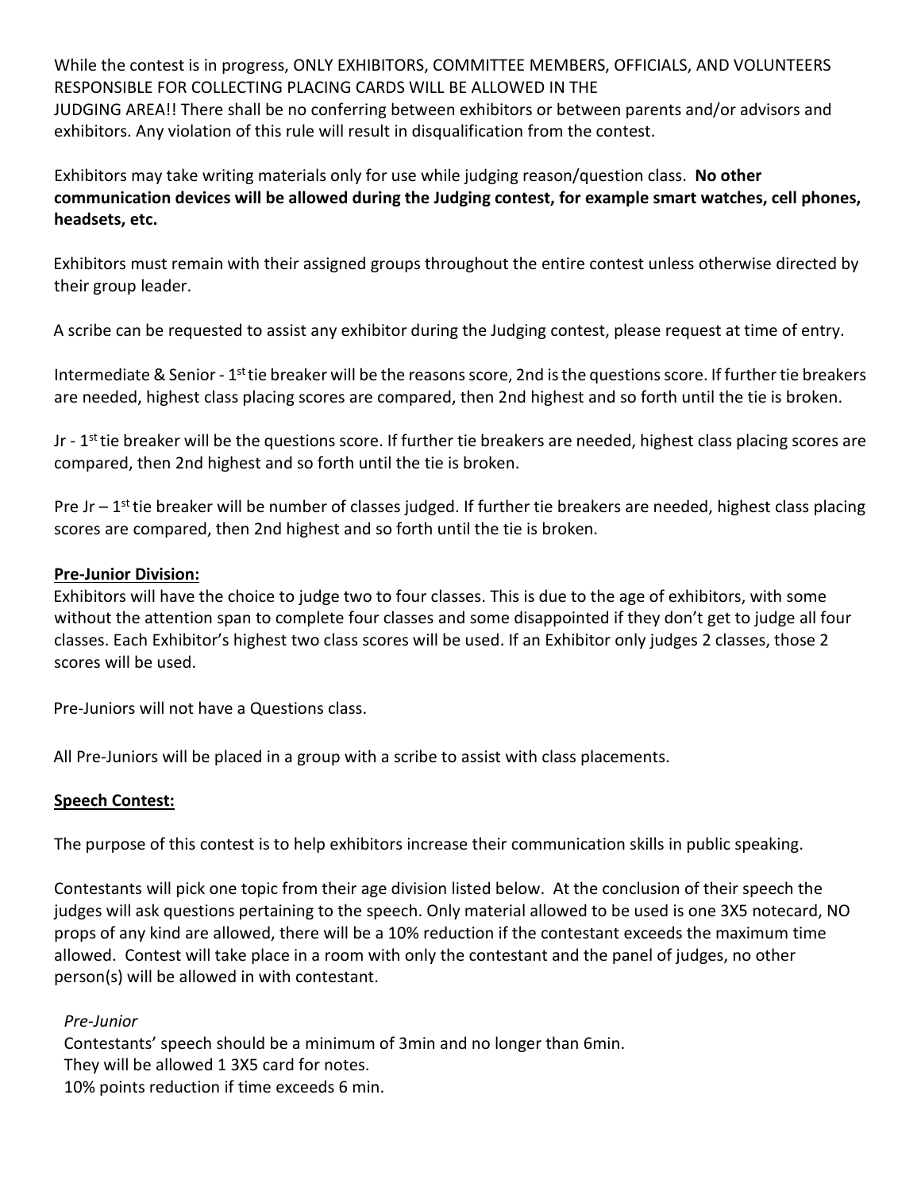While the contest is in progress, ONLY EXHIBITORS, COMMITTEE MEMBERS, OFFICIALS, AND VOLUNTEERS RESPONSIBLE FOR COLLECTING PLACING CARDS WILL BE ALLOWED IN THE JUDGING AREA!! There shall be no conferring between exhibitors or between parents and/or advisors and exhibitors. Any violation of this rule will result in disqualification from the contest.

Exhibitors may take writing materials only for use while judging reason/question class. **No other communication devices will be allowed during the Judging contest, for example smart watches, cell phones, headsets, etc.**

Exhibitors must remain with their assigned groups throughout the entire contest unless otherwise directed by their group leader.

A scribe can be requested to assist any exhibitor during the Judging contest, please request at time of entry.

Intermediate & Senior - 1st tie breaker will be the reasons score, 2nd is the questions score. If further tie breakers are needed, highest class placing scores are compared, then 2nd highest and so forth until the tie is broken.

Jr - 1st tie breaker will be the questions score. If further tie breakers are needed, highest class placing scores are compared, then 2nd highest and so forth until the tie is broken.

Pre Jr – 1st tie breaker will be number of classes judged. If further tie breakers are needed, highest class placing scores are compared, then 2nd highest and so forth until the tie is broken.

**Pre-Junior Division:**

Exhibitors will have the choice to judge two to four classes. This is due to the age of exhibitors, with some without the attention span to complete four classes and some disappointed if they don't get to judge all four classes. Each Exhibitor's highest two class scores will be used. If an Exhibitor only judges 2 classes, those 2 scores will be used.

Pre-Juniors will not have a Questions class.

All Pre-Juniors will be placed in a group with a scribe to assist with class placements.

**Speech Contest:**

The purpose of this contest is to help exhibitors increase their communication skills in public speaking.

Contestants will pick one topic from their age division listed below. At the conclusion of their speech the judges will ask questions pertaining to the speech. Only material allowed to be used is one 3X5 notecard, NO props of any kind are allowed, there will be a 10% reduction if the contestant exceeds the maximum time allowed. Contest will take place in a room with only the contestant and the panel of judges, no other person(s) will be allowed in with contestant.

*Pre-Junior*

Contestants' speech should be a minimum of 3min and no longer than 6min.
They will be allowed 1 3X5 card for notes.
10% points reduction if time exceeds 6 min.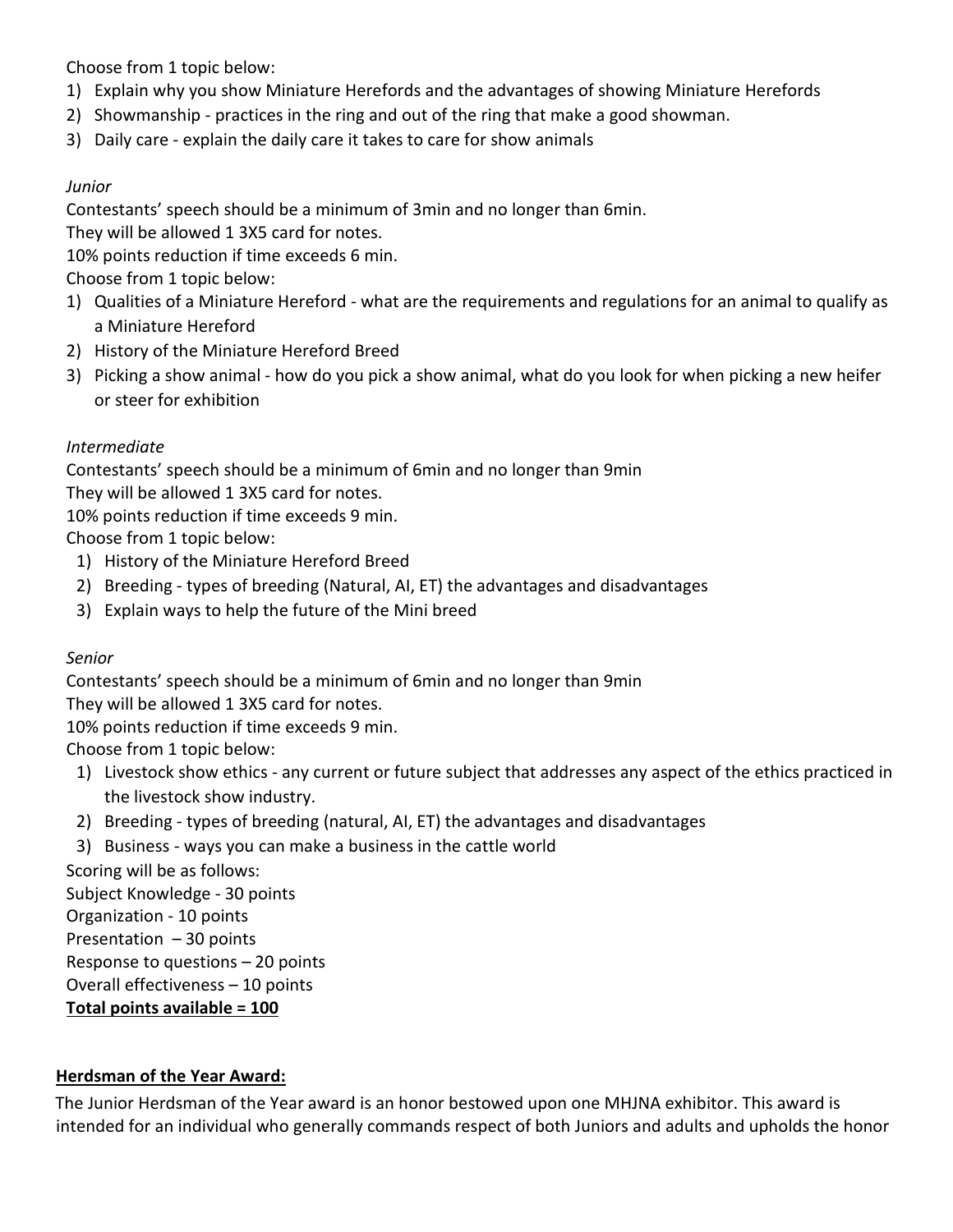Choose from 1 topic below:

1) Explain why you show Miniature Herefords and the advantages of showing Miniature Herefords
2) Showmanship - practices in the ring and out of the ring that make a good showman.
3) Daily care - explain the daily care it takes to care for show animals

*Junior*

Contestants' speech should be a minimum of 3min and no longer than 6min.
They will be allowed 1 3X5 card for notes.
10% points reduction if time exceeds 6 min.
Choose from 1 topic below:

1) Qualities of a Miniature Hereford - what are the requirements and regulations for an animal to qualify as a Miniature Hereford
2) History of the Miniature Hereford Breed
3) Picking a show animal - how do you pick a show animal, what do you look for when picking a new heifer or steer for exhibition

*Intermediate*

Contestants' speech should be a minimum of 6min and no longer than 9min
They will be allowed 1 3X5 card for notes.
10% points reduction if time exceeds 9 min.
Choose from 1 topic below:

1) History of the Miniature Hereford Breed
2) Breeding - types of breeding (Natural, AI, ET) the advantages and disadvantages
3) Explain ways to help the future of the Mini breed

*Senior*

Contestants' speech should be a minimum of 6min and no longer than 9min
They will be allowed 1 3X5 card for notes.
10% points reduction if time exceeds 9 min.
Choose from 1 topic below:

1) Livestock show ethics - any current or future subject that addresses any aspect of the ethics practiced in the livestock show industry.
2) Breeding - types of breeding (natural, AI, ET) the advantages and disadvantages
3) Business - ways you can make a business in the cattle world

Scoring will be as follows:
Subject Knowledge - 30 points
Organization - 10 points
Presentation – 30 points
Response to questions – 20 points
Overall effectiveness – 10 points
**Total points available = 100**

**Herdsman of the Year Award:**

The Junior Herdsman of the Year award is an honor bestowed upon one MHJNA exhibitor. This award is intended for an individual who generally commands respect of both Juniors and adults and upholds the honor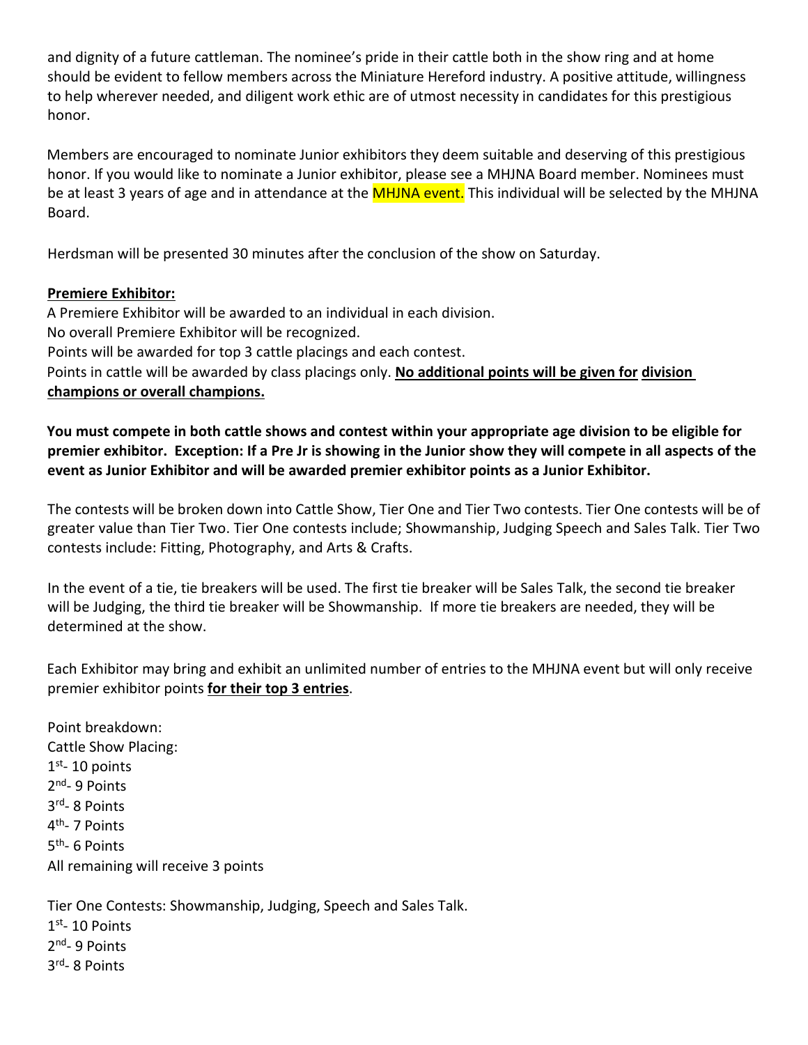and dignity of a future cattleman. The nominee's pride in their cattle both in the show ring and at home should be evident to fellow members across the Miniature Hereford industry. A positive attitude, willingness to help wherever needed, and diligent work ethic are of utmost necessity in candidates for this prestigious honor.

Members are encouraged to nominate Junior exhibitors they deem suitable and deserving of this prestigious honor. If you would like to nominate a Junior exhibitor, please see a MHJNA Board member. Nominees must be at least 3 years of age and in attendance at the MHJNA event. This individual will be selected by the MHJNA Board.

Herdsman will be presented 30 minutes after the conclusion of the show on Saturday.

**Premiere Exhibitor:**

A Premiere Exhibitor will be awarded to an individual in each division.
No overall Premiere Exhibitor will be recognized.
Points will be awarded for top 3 cattle placings and each contest.
Points in cattle will be awarded by class placings only. **No additional points will be given for division champions or overall champions.**

**You must compete in both cattle shows and contest within your appropriate age division to be eligible for premier exhibitor. Exception: If a Pre Jr is showing in the Junior show they will compete in all aspects of the event as Junior Exhibitor and will be awarded premier exhibitor points as a Junior Exhibitor.**

The contests will be broken down into Cattle Show, Tier One and Tier Two contests. Tier One contests will be of greater value than Tier Two. Tier One contests include; Showmanship, Judging Speech and Sales Talk. Tier Two contests include: Fitting, Photography, and Arts & Crafts.

In the event of a tie, tie breakers will be used. The first tie breaker will be Sales Talk, the second tie breaker will be Judging, the third tie breaker will be Showmanship. If more tie breakers are needed, they will be determined at the show.

Each Exhibitor may bring and exhibit an unlimited number of entries to the MHJNA event but will only receive premier exhibitor points **for their top 3 entries**.

Point breakdown:
Cattle Show Placing:
1st- 10 points
2nd- 9 Points
3rd- 8 Points
4th- 7 Points
5th- 6 Points
All remaining will receive 3 points

Tier One Contests: Showmanship, Judging, Speech and Sales Talk.
1st- 10 Points
2nd- 9 Points
3rd- 8 Points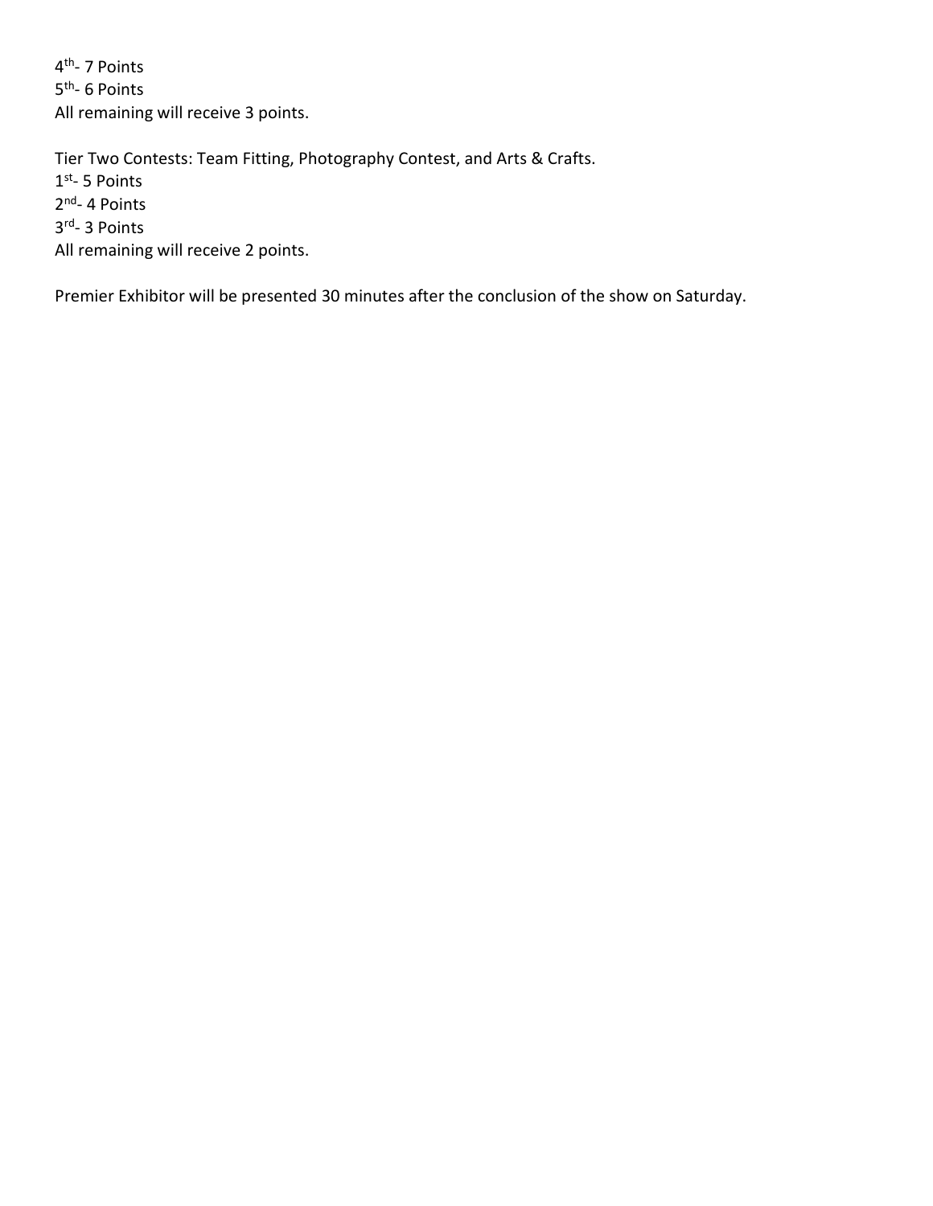4th- 7 Points
5th- 6 Points
All remaining will receive 3 points.

Tier Two Contests: Team Fitting, Photography Contest, and Arts & Crafts.
1st- 5 Points
2nd- 4 Points
3rd- 3 Points
All remaining will receive 2 points.

Premier Exhibitor will be presented 30 minutes after the conclusion of the show on Saturday.